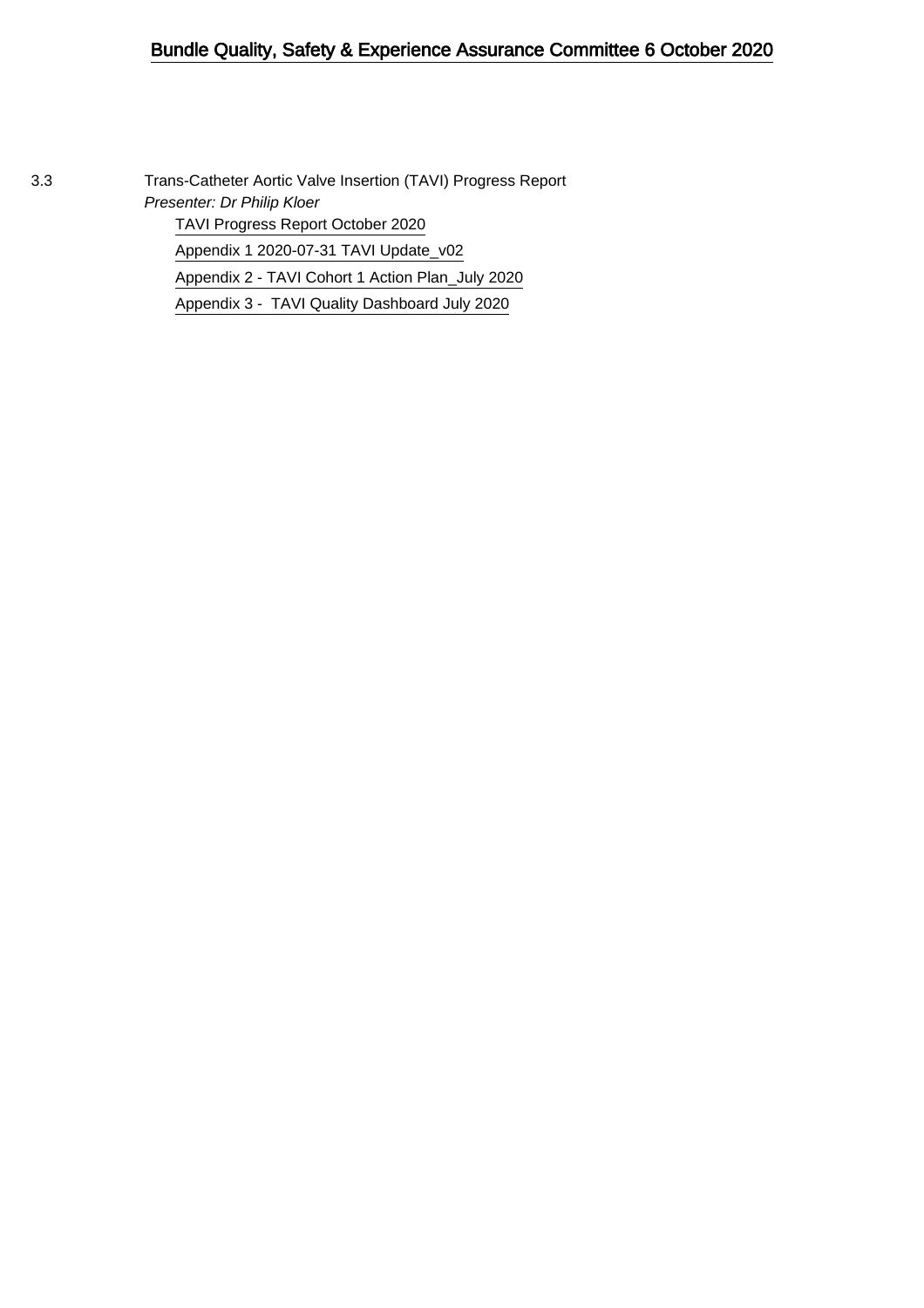# Bundle Quality, Safety & Experience Assurance Committee 6 October 2020

3.3 Trans-Catheter Aortic Valve Insertion (TAVI) Progress Report

*Presenter: Dr Philip Kloer*

- TAVI Progress Report October 2020
- Appendix 1 2020-07-31 TAVI Update_v02
- Appendix 2 - TAVI Cohort 1 Action Plan_July 2020
- Appendix 3 - TAVI Quality Dashboard July 2020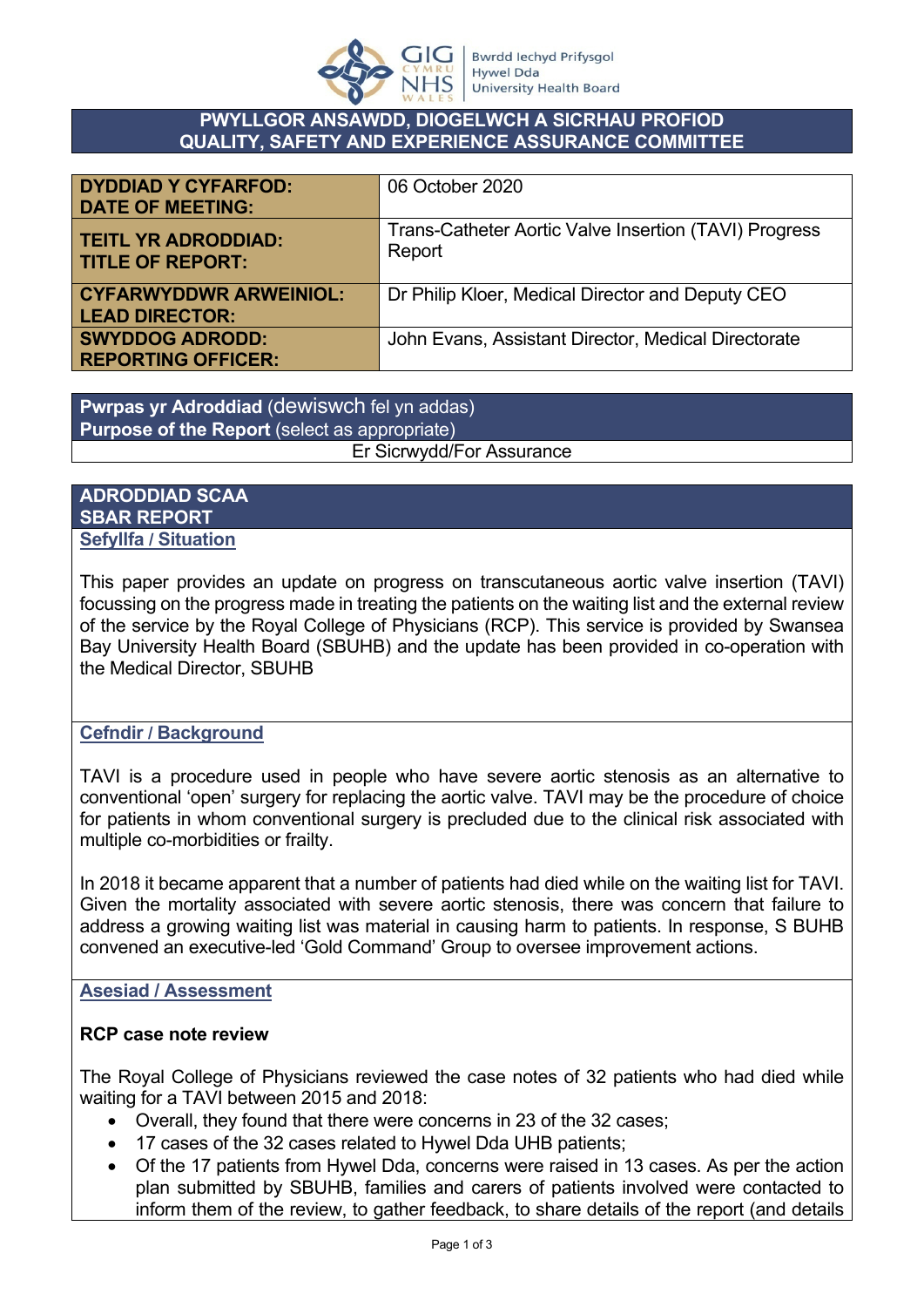**PWYLLGOR ANSAWDD, DIOGELWCH A SICRHAU PROFIOD**
**QUALITY, SAFETY AND EXPERIENCE ASSURANCE COMMITTEE**

| | |
|---|---|
| **DYDDIAD Y CYFARFOD: DATE OF MEETING:** | 06 October 2020 |
| **TEITL YR ADRODDIAD: TITLE OF REPORT:** | Trans-Catheter Aortic Valve Insertion (TAVI) Progress Report |
| **CYFARWYDDWR ARWEINIOL: LEAD DIRECTOR:** | Dr Philip Kloer, Medical Director and Deputy CEO |
| **SWYDDOG ADRODD: REPORTING OFFICER:** | John Evans, Assistant Director, Medical Directorate |

| |
|---|
| **Pwrpas yr Adroddiad** (dewiswch fel yn addas) **Purpose of the Report** (select as appropriate) |
| Er Sicrwydd/For Assurance |

**ADRODDIAD SCAA**
**SBAR REPORT**

**Sefyllfa / Situation**

This paper provides an update on progress on transcutaneous aortic valve insertion (TAVI) focussing on the progress made in treating the patients on the waiting list and the external review of the service by the Royal College of Physicians (RCP). This service is provided by Swansea Bay University Health Board (SBUHB) and the update has been provided in co-operation with the Medical Director, SBUHB

**Cefndir / Background**

TAVI is a procedure used in people who have severe aortic stenosis as an alternative to conventional 'open' surgery for replacing the aortic valve. TAVI may be the procedure of choice for patients in whom conventional surgery is precluded due to the clinical risk associated with multiple co-morbidities or frailty.

In 2018 it became apparent that a number of patients had died while on the waiting list for TAVI. Given the mortality associated with severe aortic stenosis, there was concern that failure to address a growing waiting list was material in causing harm to patients. In response, S BUHB convened an executive-led 'Gold Command' Group to oversee improvement actions.

**Asesiad / Assessment**

**RCP case note review**

The Royal College of Physicians reviewed the case notes of 32 patients who had died while waiting for a TAVI between 2015 and 2018:

- Overall, they found that there were concerns in 23 of the 32 cases;
- 17 cases of the 32 cases related to Hywel Dda UHB patients;
- Of the 17 patients from Hywel Dda, concerns were raised in 13 cases. As per the action plan submitted by SBUHB, families and carers of patients involved were contacted to inform them of the review, to gather feedback, to share details of the report (and details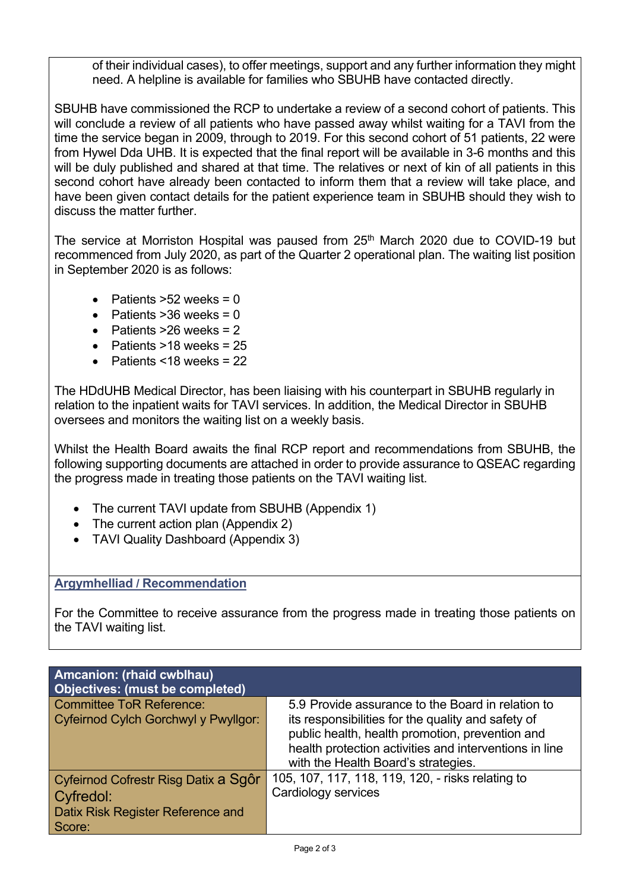of their individual cases), to offer meetings, support and any further information they might need. A helpline is available for families who SBUHB have contacted directly.

SBUHB have commissioned the RCP to undertake a review of a second cohort of patients. This will conclude a review of all patients who have passed away whilst waiting for a TAVI from the time the service began in 2009, through to 2019. For this second cohort of 51 patients, 22 were from Hywel Dda UHB. It is expected that the final report will be available in 3-6 months and this will be duly published and shared at that time. The relatives or next of kin of all patients in this second cohort have already been contacted to inform them that a review will take place, and have been given contact details for the patient experience team in SBUHB should they wish to discuss the matter further.

The service at Morriston Hospital was paused from 25th March 2020 due to COVID-19 but recommenced from July 2020, as part of the Quarter 2 operational plan. The waiting list position in September 2020 is as follows:

- Patients >52 weeks = 0
- Patients >36 weeks = 0
- Patients >26 weeks = 2
- Patients >18 weeks = 25
- Patients <18 weeks = 22

The HDdUHB Medical Director, has been liaising with his counterpart in SBUHB regularly in relation to the inpatient waits for TAVI services. In addition, the Medical Director in SBUHB oversees and monitors the waiting list on a weekly basis.

Whilst the Health Board awaits the final RCP report and recommendations from SBUHB, the following supporting documents are attached in order to provide assurance to QSEAC regarding the progress made in treating those patients on the TAVI waiting list.

- The current TAVI update from SBUHB (Appendix 1)
- The current action plan (Appendix 2)
- TAVI Quality Dashboard (Appendix 3)

## Argymhelliad / Recommendation

For the Committee to receive assurance from the progress made in treating those patients on the TAVI waiting list.

| Amcanion: (rhaid cwblhau) Objectives: (must be completed) | |
|---|---|
| Committee ToR Reference: Cyfeirnod Cylch Gorchwyl y Pwyllgor: | 5.9 Provide assurance to the Board in relation to its responsibilities for the quality and safety of public health, health promotion, prevention and health protection activities and interventions in line with the Health Board's strategies. |
| Cyfeirnod Cofrestr Risg Datix a Sgôr Cyfredol: Datix Risk Register Reference and Score: | 105, 107, 117, 118, 119, 120, - risks relating to Cardiology services |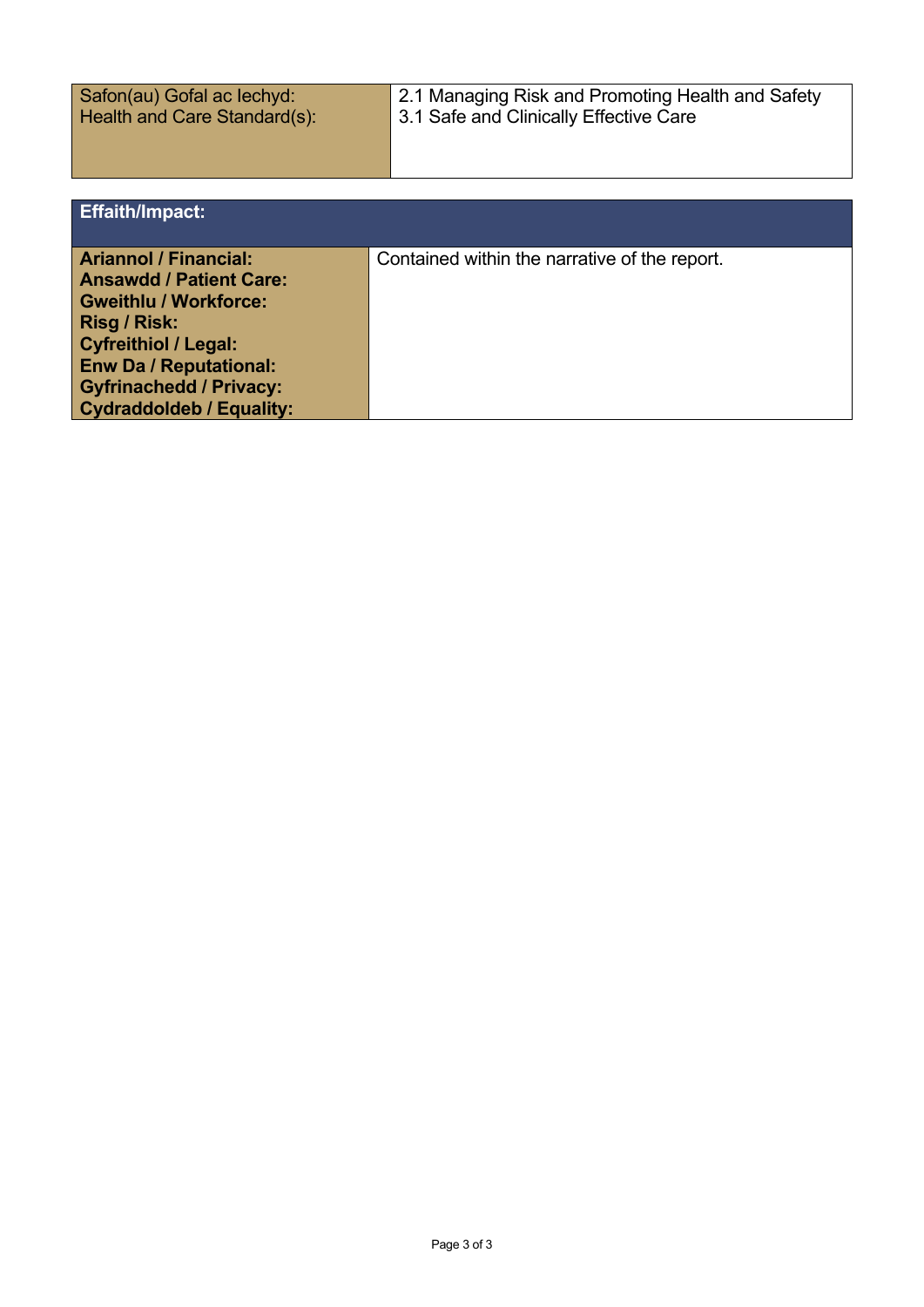| Safon(au) Gofal ac Iechyd:<br>Health and Care Standard(s): | 2.1 Managing Risk and Promoting Health and Safety<br>3.1 Safe and Clinically Effective Care |
|---|---|

| **Effaith/Impact:** | |
|---|---|
| **Ariannol / Financial:**<br>**Ansawdd / Patient Care:**<br>**Gweithlu / Workforce:**<br>**Risg / Risk:**<br>**Cyfreithiol / Legal:**<br>**Enw Da / Reputational:**<br>**Gyfrinachedd / Privacy:**<br>**Cydraddoldeb / Equality:** | Contained within the narrative of the report. |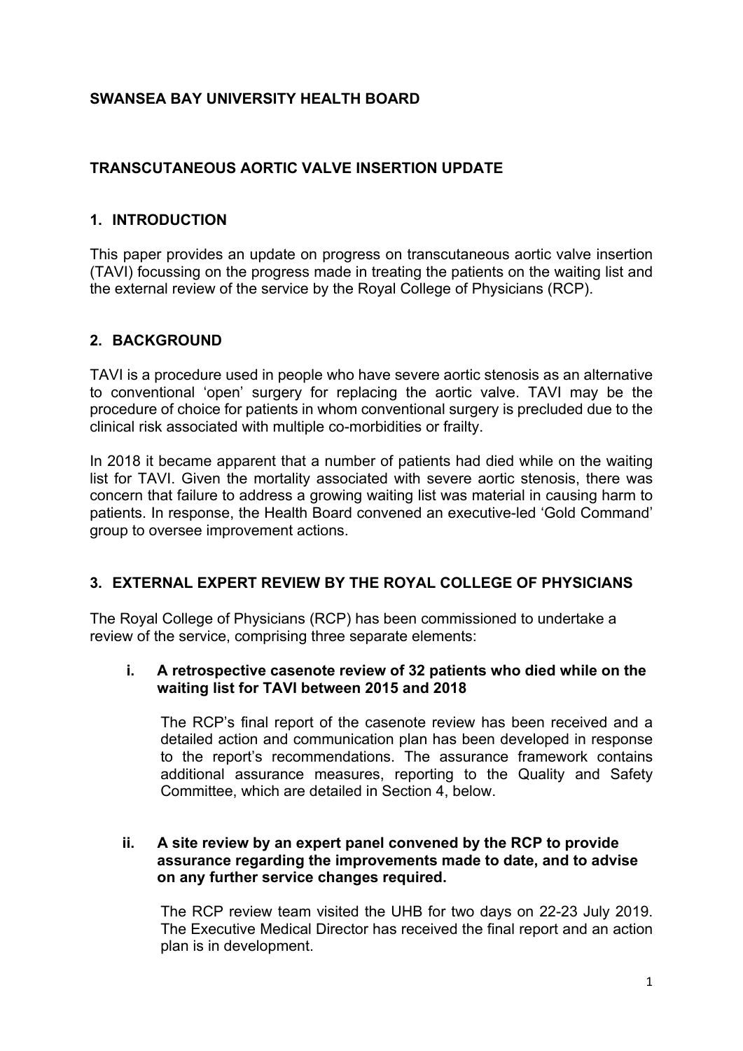**SWANSEA BAY UNIVERSITY HEALTH BOARD**

**TRANSCUTANEOUS AORTIC VALVE INSERTION UPDATE**

## 1. INTRODUCTION

This paper provides an update on progress on transcutaneous aortic valve insertion (TAVI) focussing on the progress made in treating the patients on the waiting list and the external review of the service by the Royal College of Physicians (RCP).

## 2. BACKGROUND

TAVI is a procedure used in people who have severe aortic stenosis as an alternative to conventional 'open' surgery for replacing the aortic valve. TAVI may be the procedure of choice for patients in whom conventional surgery is precluded due to the clinical risk associated with multiple co-morbidities or frailty.

In 2018 it became apparent that a number of patients had died while on the waiting list for TAVI. Given the mortality associated with severe aortic stenosis, there was concern that failure to address a growing waiting list was material in causing harm to patients. In response, the Health Board convened an executive-led 'Gold Command' group to oversee improvement actions.

## 3. EXTERNAL EXPERT REVIEW BY THE ROYAL COLLEGE OF PHYSICIANS

The Royal College of Physicians (RCP) has been commissioned to undertake a review of the service, comprising three separate elements:

**i. A retrospective casenote review of 32 patients who died while on the waiting list for TAVI between 2015 and 2018**

The RCP's final report of the casenote review has been received and a detailed action and communication plan has been developed in response to the report's recommendations. The assurance framework contains additional assurance measures, reporting to the Quality and Safety Committee, which are detailed in Section 4, below.

**ii. A site review by an expert panel convened by the RCP to provide assurance regarding the improvements made to date, and to advise on any further service changes required.**

The RCP review team visited the UHB for two days on 22-23 July 2019. The Executive Medical Director has received the final report and an action plan is in development.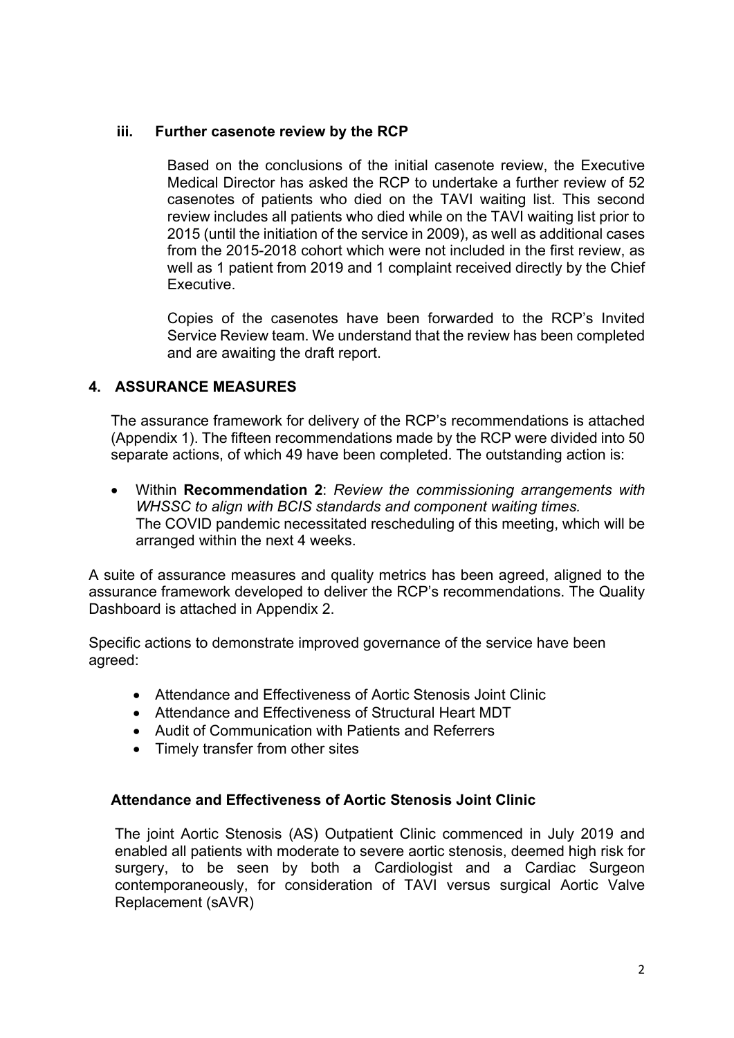### iii. Further casenote review by the RCP

Based on the conclusions of the initial casenote review, the Executive Medical Director has asked the RCP to undertake a further review of 52 casenotes of patients who died on the TAVI waiting list. This second review includes all patients who died while on the TAVI waiting list prior to 2015 (until the initiation of the service in 2009), as well as additional cases from the 2015-2018 cohort which were not included in the first review, as well as 1 patient from 2019 and 1 complaint received directly by the Chief Executive.

Copies of the casenotes have been forwarded to the RCP's Invited Service Review team. We understand that the review has been completed and are awaiting the draft report.

## 4. ASSURANCE MEASURES

The assurance framework for delivery of the RCP's recommendations is attached (Appendix 1). The fifteen recommendations made by the RCP were divided into 50 separate actions, of which 49 have been completed. The outstanding action is:

- Within **Recommendation 2**: *Review the commissioning arrangements with WHSSC to align with BCIS standards and component waiting times.* The COVID pandemic necessitated rescheduling of this meeting, which will be arranged within the next 4 weeks.

A suite of assurance measures and quality metrics has been agreed, aligned to the assurance framework developed to deliver the RCP's recommendations. The Quality Dashboard is attached in Appendix 2.

Specific actions to demonstrate improved governance of the service have been agreed:

- Attendance and Effectiveness of Aortic Stenosis Joint Clinic
- Attendance and Effectiveness of Structural Heart MDT
- Audit of Communication with Patients and Referrers
- Timely transfer from other sites

**Attendance and Effectiveness of Aortic Stenosis Joint Clinic**

The joint Aortic Stenosis (AS) Outpatient Clinic commenced in July 2019 and enabled all patients with moderate to severe aortic stenosis, deemed high risk for surgery, to be seen by both a Cardiologist and a Cardiac Surgeon contemporaneously, for consideration of TAVI versus surgical Aortic Valve Replacement (sAVR)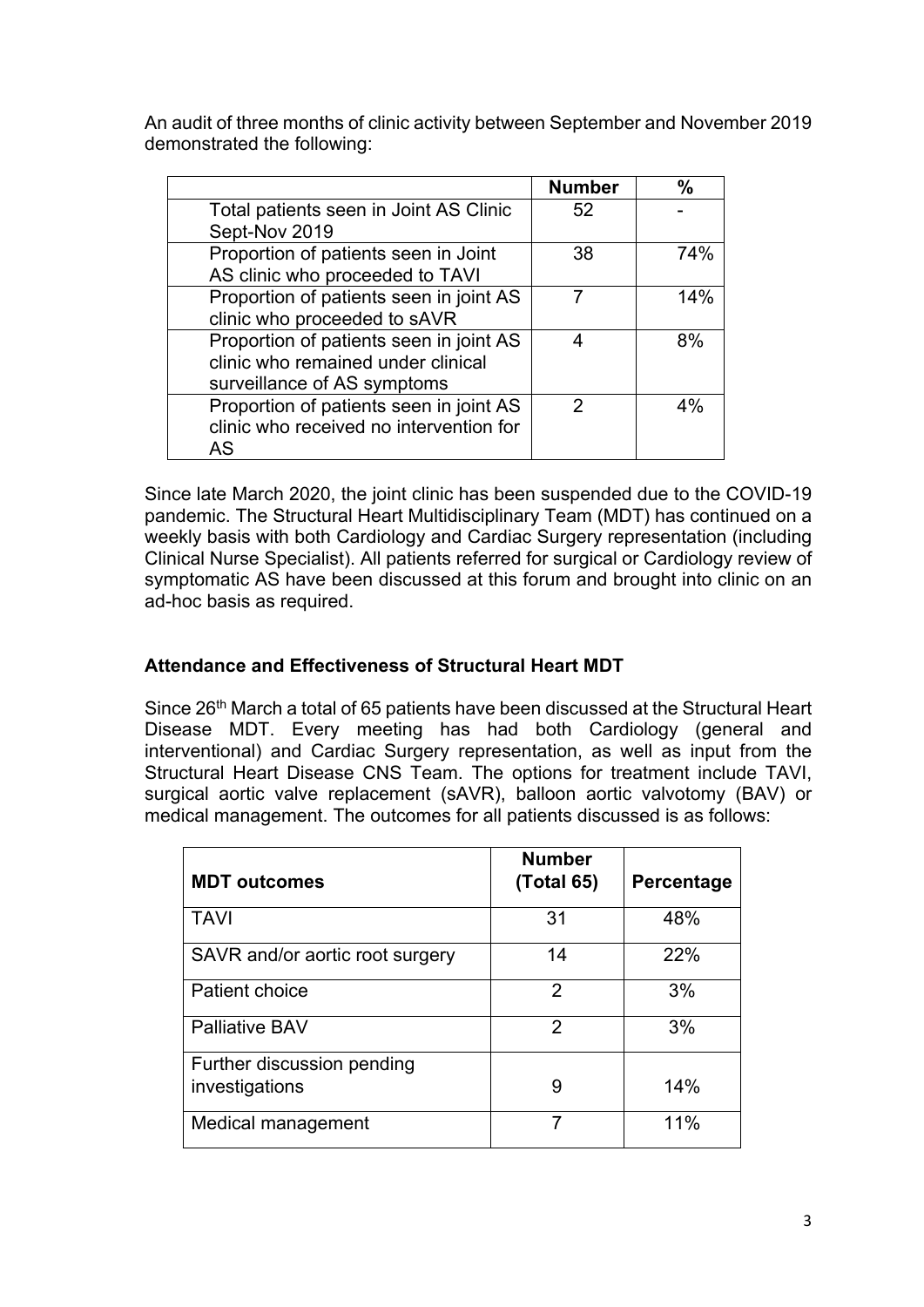An audit of three months of clinic activity between September and November 2019 demonstrated the following:

| | Number | % |
|---|---|---|
| Total patients seen in Joint AS Clinic Sept-Nov 2019 | 52 | - |
| Proportion of patients seen in Joint AS clinic who proceeded to TAVI | 38 | 74% |
| Proportion of patients seen in joint AS clinic who proceeded to sAVR | 7 | 14% |
| Proportion of patients seen in joint AS clinic who remained under clinical surveillance of AS symptoms | 4 | 8% |
| Proportion of patients seen in joint AS clinic who received no intervention for AS | 2 | 4% |

Since late March 2020, the joint clinic has been suspended due to the COVID-19 pandemic. The Structural Heart Multidisciplinary Team (MDT) has continued on a weekly basis with both Cardiology and Cardiac Surgery representation (including Clinical Nurse Specialist). All patients referred for surgical or Cardiology review of symptomatic AS have been discussed at this forum and brought into clinic on an ad-hoc basis as required.

**Attendance and Effectiveness of Structural Heart MDT**

Since 26th March a total of 65 patients have been discussed at the Structural Heart Disease MDT. Every meeting has had both Cardiology (general and interventional) and Cardiac Surgery representation, as well as input from the Structural Heart Disease CNS Team. The options for treatment include TAVI, surgical aortic valve replacement (sAVR), balloon aortic valvotomy (BAV) or medical management. The outcomes for all patients discussed is as follows:

| MDT outcomes | Number (Total 65) | Percentage |
|---|---|---|
| TAVI | 31 | 48% |
| SAVR and/or aortic root surgery | 14 | 22% |
| Patient choice | 2 | 3% |
| Palliative BAV | 2 | 3% |
| Further discussion pending investigations | 9 | 14% |
| Medical management | 7 | 11% |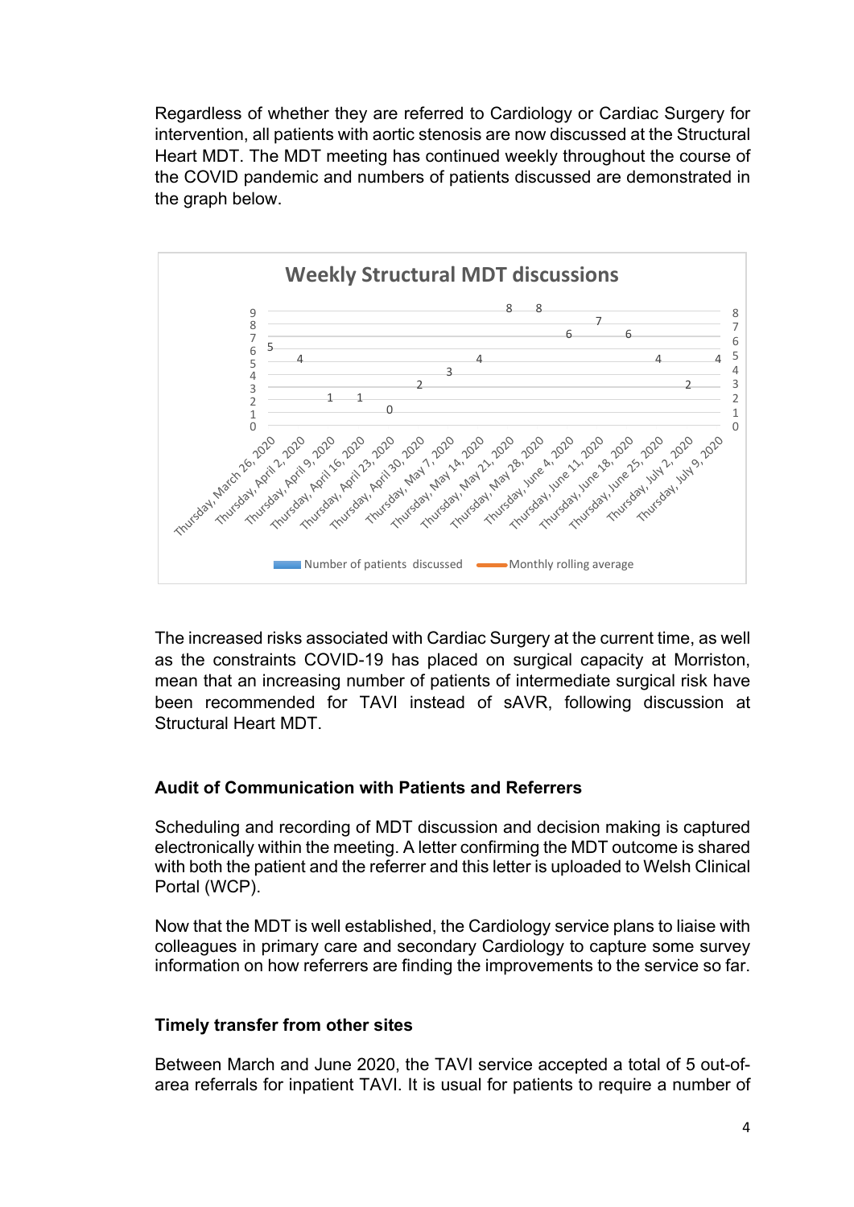Regardless of whether they are referred to Cardiology or Cardiac Surgery for intervention, all patients with aortic stenosis are now discussed at the Structural Heart MDT. The MDT meeting has continued weekly throughout the course of the COVID pandemic and numbers of patients discussed are demonstrated in the graph below.

**Weekly Structural MDT discussions**

| Date | Number of patients discussed |
|---|---|
| Thursday, March 26, 2020 | 5 |
| Thursday, April 2, 2020 | 4 |
| Thursday, April 9, 2020 | 1 |
| Thursday, April 16, 2020 | 1 |
| Thursday, April 23, 2020 | 0 |
| Thursday, April 30, 2020 | 2 |
| Thursday, May 7, 2020 | 3 |
| Thursday, May 14, 2020 | 4 |
| Thursday, May 21, 2020 | 8 |
| Thursday, May 28, 2020 | 8 |
| Thursday, June 4, 2020 | 6 |
| Thursday, June 11, 2020 | 7 |
| Thursday, June 18, 2020 | 6 |
| Thursday, June 25, 2020 | 4 |
| Thursday, July 2, 2020 | 2 |
| Thursday, July 9, 2020 | 4 |

Legend: Number of patients discussed; Monthly rolling average

The increased risks associated with Cardiac Surgery at the current time, as well as the constraints COVID-19 has placed on surgical capacity at Morriston, mean that an increasing number of patients of intermediate surgical risk have been recommended for TAVI instead of sAVR, following discussion at Structural Heart MDT.

## Audit of Communication with Patients and Referrers

Scheduling and recording of MDT discussion and decision making is captured electronically within the meeting. A letter confirming the MDT outcome is shared with both the patient and the referrer and this letter is uploaded to Welsh Clinical Portal (WCP).

Now that the MDT is well established, the Cardiology service plans to liaise with colleagues in primary care and secondary Cardiology to capture some survey information on how referrers are finding the improvements to the service so far.

## Timely transfer from other sites

Between March and June 2020, the TAVI service accepted a total of 5 out-of-area referrals for inpatient TAVI. It is usual for patients to require a number of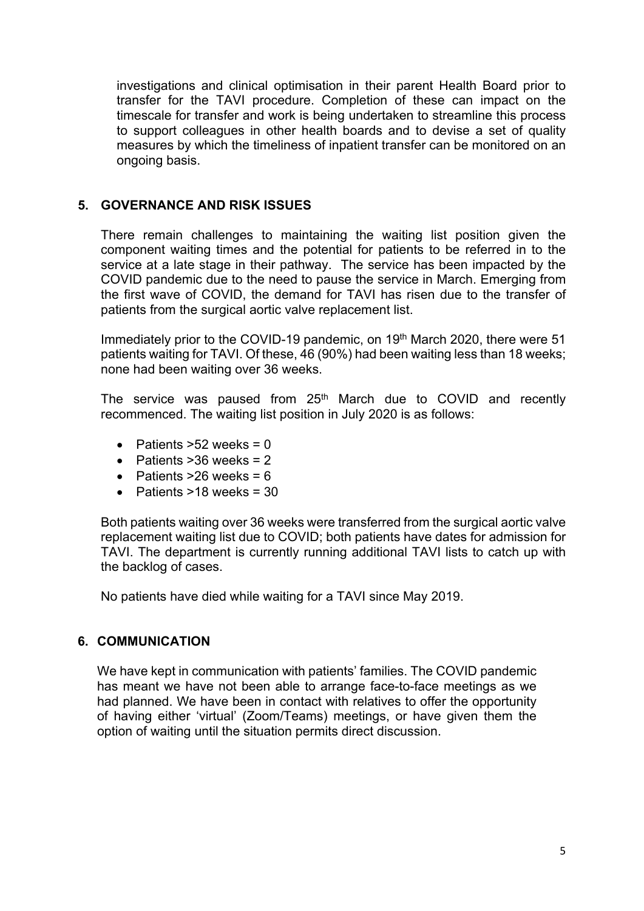investigations and clinical optimisation in their parent Health Board prior to transfer for the TAVI procedure. Completion of these can impact on the timescale for transfer and work is being undertaken to streamline this process to support colleagues in other health boards and to devise a set of quality measures by which the timeliness of inpatient transfer can be monitored on an ongoing basis.

## 5. GOVERNANCE AND RISK ISSUES

There remain challenges to maintaining the waiting list position given the component waiting times and the potential for patients to be referred in to the service at a late stage in their pathway. The service has been impacted by the COVID pandemic due to the need to pause the service in March. Emerging from the first wave of COVID, the demand for TAVI has risen due to the transfer of patients from the surgical aortic valve replacement list.

Immediately prior to the COVID-19 pandemic, on 19th March 2020, there were 51 patients waiting for TAVI. Of these, 46 (90%) had been waiting less than 18 weeks; none had been waiting over 36 weeks.

The service was paused from 25th March due to COVID and recently recommenced. The waiting list position in July 2020 is as follows:

- Patients >52 weeks = 0
- Patients >36 weeks = 2
- Patients >26 weeks = 6
- Patients >18 weeks = 30

Both patients waiting over 36 weeks were transferred from the surgical aortic valve replacement waiting list due to COVID; both patients have dates for admission for TAVI. The department is currently running additional TAVI lists to catch up with the backlog of cases.

No patients have died while waiting for a TAVI since May 2019.

## 6. COMMUNICATION

We have kept in communication with patients' families. The COVID pandemic has meant we have not been able to arrange face-to-face meetings as we had planned. We have been in contact with relatives to offer the opportunity of having either 'virtual' (Zoom/Teams) meetings, or have given them the option of waiting until the situation permits direct discussion.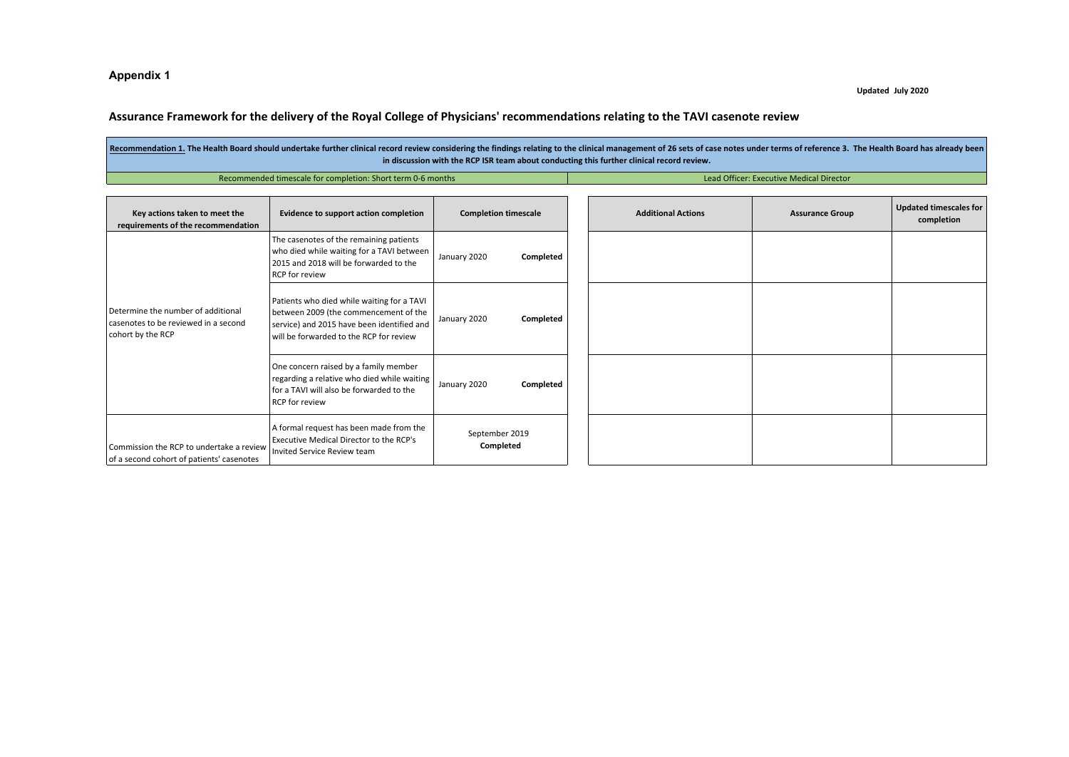**Appendix 1**

**Updated July 2020**

## Assurance Framework for the delivery of the Royal College of Physicians' recommendations relating to the TAVI casenote review

**Recommendation 1. The Health Board should undertake further clinical record review considering the findings relating to the clinical management of 26 sets of case notes under terms of reference 3. The Health Board has already been in discussion with the RCP ISR team about conducting this further clinical record review.**

Recommended timescale for completion: Short term 0-6 months

Lead Officer: Executive Medical Director

| Key actions taken to meet the requirements of the recommendation | Evidence to support action completion | Completion timescale | Additional Actions | Assurance Group | Updated timescales for completion |
|---|---|---|---|---|---|
| Determine the number of additional casenotes to be reviewed in a second cohort by the RCP | The casenotes of the remaining patients who died while waiting for a TAVI between 2015 and 2018 will be forwarded to the RCP for review | January 2020 **Completed** | | | |
| | Patients who died while waiting for a TAVI between 2009 (the commencement of the service) and 2015 have been identified and will be forwarded to the RCP for review | January 2020 **Completed** | | | |
| | One concern raised by a family member regarding a relative who died while waiting for a TAVI will also be forwarded to the RCP for review | January 2020 **Completed** | | | |
| Commission the RCP to undertake a review of a second cohort of patients' casenotes | A formal request has been made from the Executive Medical Director to the RCP's Invited Service Review team | September 2019 **Completed** | | | |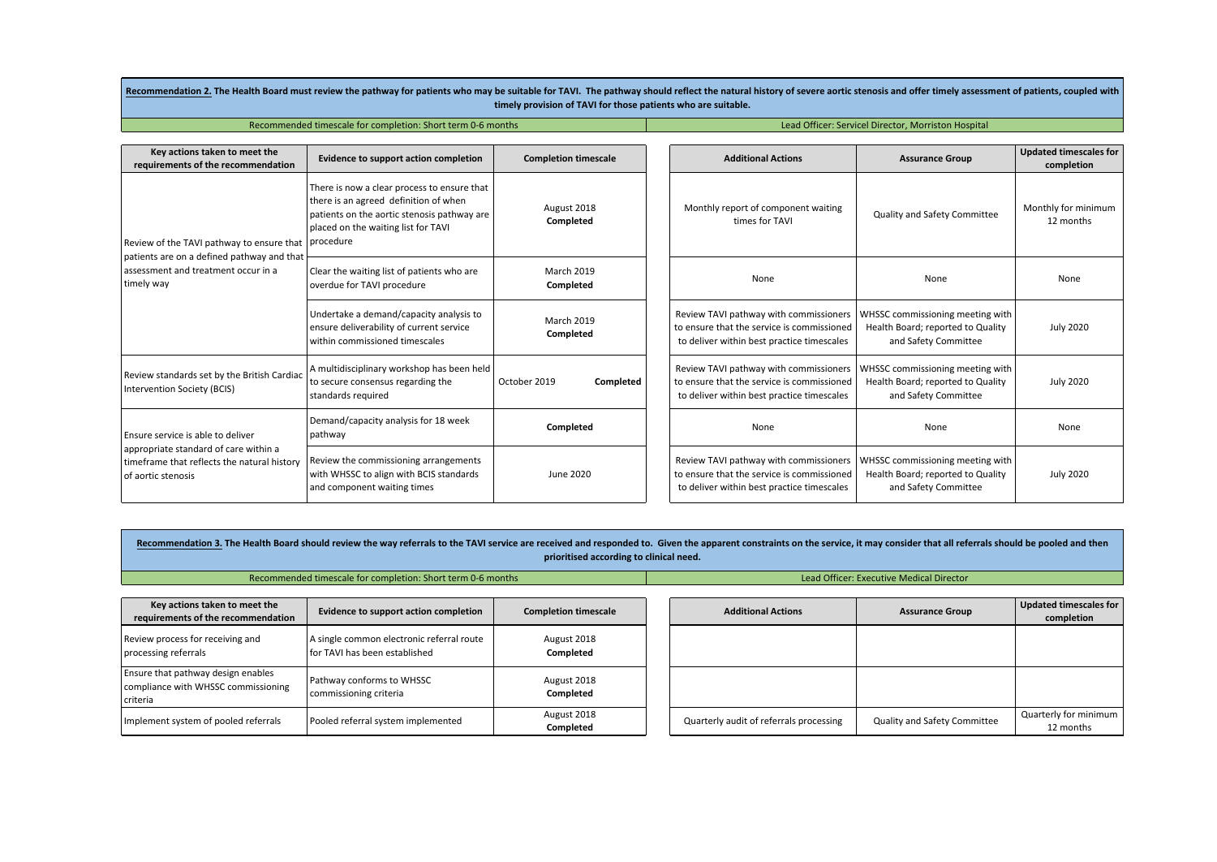**Recommendation 2.** **The Health Board must review the pathway for patients who may be suitable for TAVI. The pathway should reflect the natural history of severe aortic stenosis and offer timely assessment of patients, coupled with timely provision of TAVI for those patients who are suitable.**

Recommended timescale for completion: Short term 0-6 months

Lead Officer: Servicel Director, Morriston Hospital

| Key actions taken to meet the requirements of the recommendation | Evidence to support action completion | Completion timescale | Additional Actions | Assurance Group | Updated timescales for completion |
|---|---|---|---|---|---|
| Review of the TAVI pathway to ensure that patients are on a defined pathway and that assessment and treatment occur in a timely way | There is now a clear process to ensure that there is an agreed definition of when patients on the aortic stenosis pathway are placed on the waiting list for TAVI procedure | August 2018 **Completed** | Monthly report of component waiting times for TAVI | Quality and Safety Committee | Monthly for minimum 12 months |
| | Clear the waiting list of patients who are overdue for TAVI procedure | March 2019 **Completed** | None | None | None |
| | Undertake a demand/capacity analysis to ensure deliverability of current service within commissioned timescales | March 2019 **Completed** | Review TAVI pathway with commissioners to ensure that the service is commissioned to deliver within best practice timescales | WHSSC commissioning meeting with Health Board; reported to Quality and Safety Committee | July 2020 |
| Review standards set by the British Cardiac Intervention Society (BCIS) | A multidisciplinary workshop has been held to secure consensus regarding the standards required | October 2019 **Completed** | Review TAVI pathway with commissioners to ensure that the service is commissioned to deliver within best practice timescales | WHSSC commissioning meeting with Health Board; reported to Quality and Safety Committee | July 2020 |
| Ensure service is able to deliver appropriate standard of care within a timeframe that reflects the natural history of aortic stenosis | Demand/capacity analysis for 18 week pathway | **Completed** | None | None | None |
| | Review the commissioning arrangements with WHSSC to align with BCIS standards and component waiting times | June 2020 | Review TAVI pathway with commissioners to ensure that the service is commissioned to deliver within best practice timescales | WHSSC commissioning meeting with Health Board; reported to Quality and Safety Committee | July 2020 |

**Recommendation 3.** **The Health Board should review the way referrals to the TAVI service are received and responded to. Given the apparent constraints on the service, it may consider that all referrals should be pooled and then prioritised according to clinical need.**

Recommended timescale for completion: Short term 0-6 months

Lead Officer: Executive Medical Director

| Key actions taken to meet the requirements of the recommendation | Evidence to support action completion | Completion timescale | Additional Actions | Assurance Group | Updated timescales for completion |
|---|---|---|---|---|---|
| Review process for receiving and processing referrals | A single common electronic referral route for TAVI has been established | August 2018 **Completed** | | | |
| Ensure that pathway design enables compliance with WHSSC commissioning criteria | Pathway conforms to WHSSC commissioning criteria | August 2018 **Completed** | | | |
| Implement system of pooled referrals | Pooled referral system implemented | August 2018 **Completed** | Quarterly audit of referrals processing | Quality and Safety Committee | Quarterly for minimum 12 months |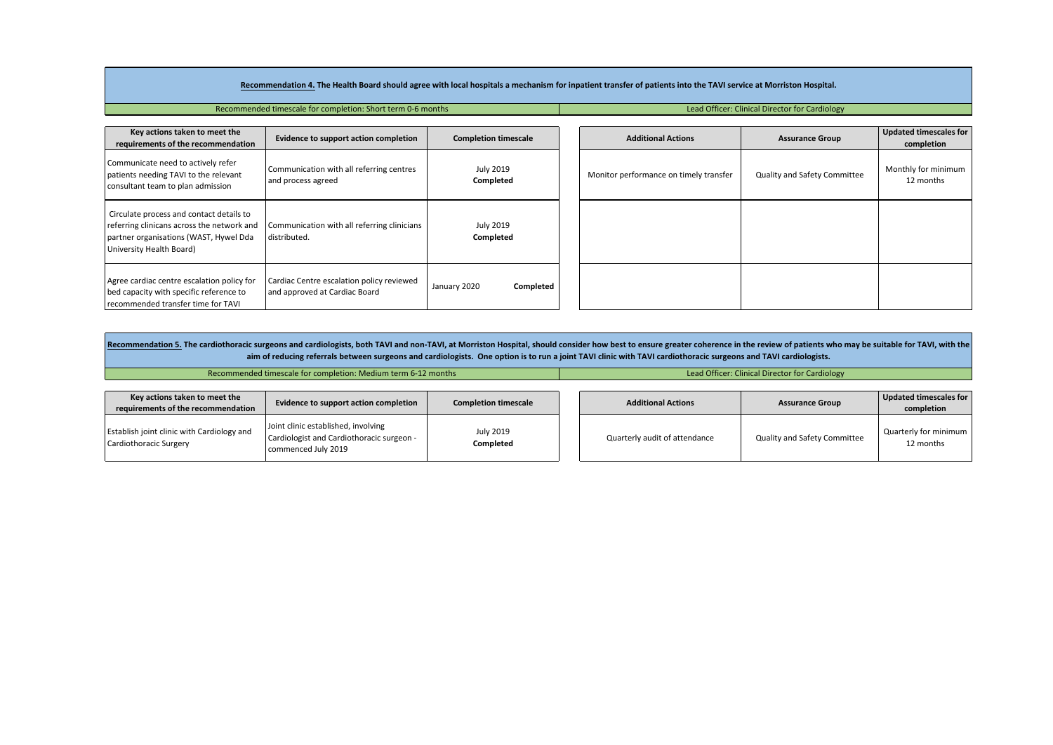**Recommendation 4. The Health Board should agree with local hospitals a mechanism for inpatient transfer of patients into the TAVI service at Morriston Hospital.**

Recommended timescale for completion: Short term 0-6 months

Lead Officer: Clinical Director for Cardiology

| Key actions taken to meet the requirements of the recommendation | Evidence to support action completion | Completion timescale | Additional Actions | Assurance Group | Updated timescales for completion |
|---|---|---|---|---|---|
| Communicate need to actively refer patients needing TAVI to the relevant consultant team to plan admission | Communication with all referring centres and process agreed | July 2019 **Completed** | Monitor performance on timely transfer | Quality and Safety Committee | Monthly for minimum 12 months |
| Circulate process and contact details to referring clinicans across the network and partner organisations (WAST, Hywel Dda University Health Board) | Communication with all referring clinicians distributed. | July 2019 **Completed** | | | |
| Agree cardiac centre escalation policy for bed capacity with specific reference to recommended transfer time for TAVI | Cardiac Centre escalation policy reviewed and approved at Cardiac Board | January 2020 **Completed** | | | |

**Recommendation 5. The cardiothoracic surgeons and cardiologists, both TAVI and non-TAVI, at Morriston Hospital, should consider how best to ensure greater coherence in the review of patients who may be suitable for TAVI, with the aim of reducing referrals between surgeons and cardiologists. One option is to run a joint TAVI clinic with TAVI cardiothoracic surgeons and TAVI cardiologists.**

Recommended timescale for completion: Medium term 6-12 months

Lead Officer: Clinical Director for Cardiology

| Key actions taken to meet the requirements of the recommendation | Evidence to support action completion | Completion timescale | Additional Actions | Assurance Group | Updated timescales for completion |
|---|---|---|---|---|---|
| Establish joint clinic with Cardiology and Cardiothoracic Surgery | Joint clinic established, involving Cardiologist and Cardiothoracic surgeon - commenced July 2019 | July 2019 **Completed** | Quarterly audit of attendance | Quality and Safety Committee | Quarterly for minimum 12 months |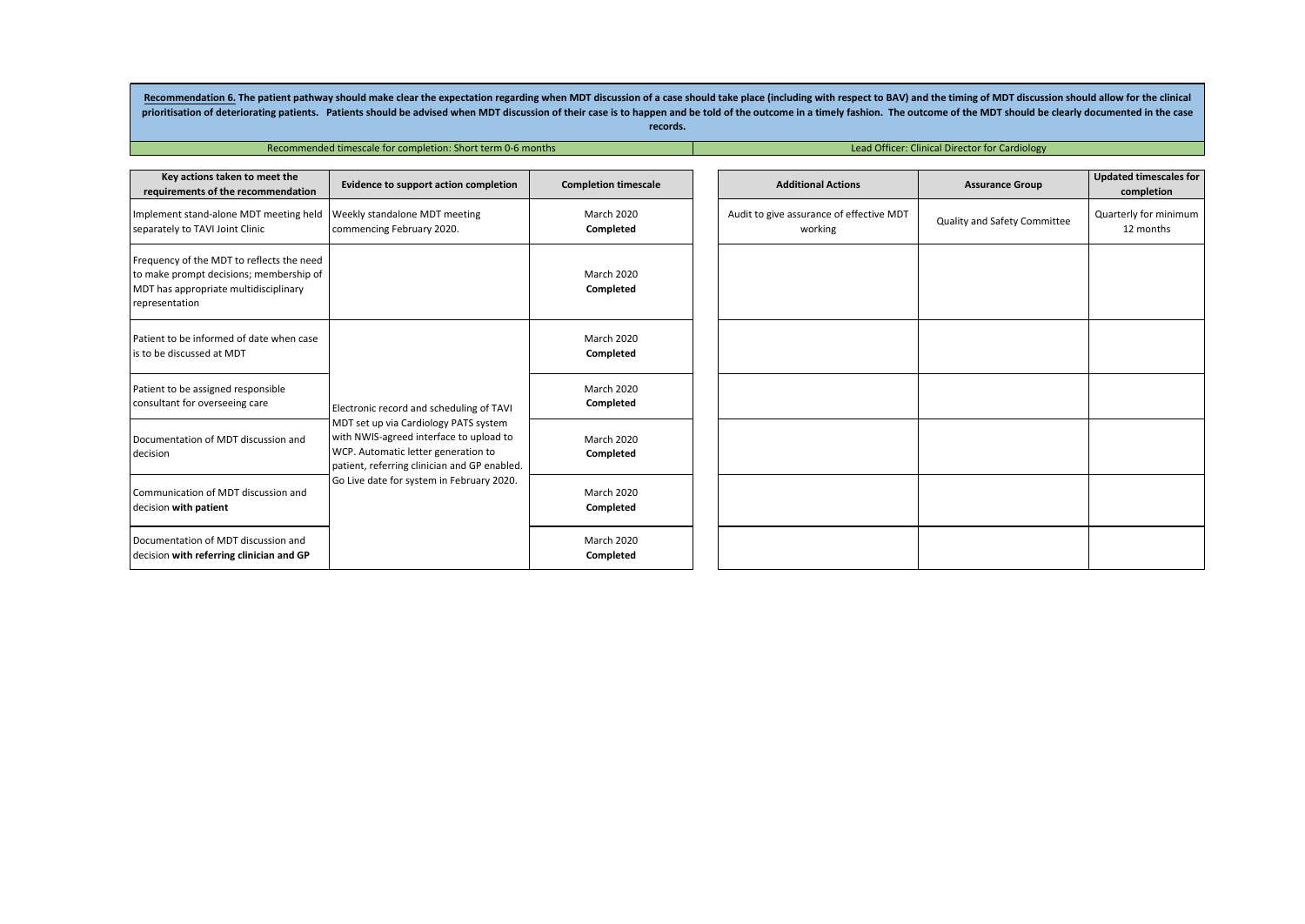**<u>Recommendation 6.</u> The patient pathway should make clear the expectation regarding when MDT discussion of a case should take place (including with respect to BAV) and the timing of MDT discussion should allow for the clinical prioritisation of deteriorating patients. Patients should be advised when MDT discussion of their case is to happen and be told of the outcome in a timely fashion. The outcome of the MDT should be clearly documented in the case records.**

Recommended timescale for completion: Short term 0-6 months

Lead Officer: Clinical Director for Cardiology

| Key actions taken to meet the requirements of the recommendation | Evidence to support action completion | Completion timescale | Additional Actions | Assurance Group | Updated timescales for completion |
|---|---|---|---|---|---|
| Implement stand-alone MDT meeting held separately to TAVI Joint Clinic | Weekly standalone MDT meeting commencing February 2020. | March 2020 **Completed** | Audit to give assurance of effective MDT working | Quality and Safety Committee | Quarterly for minimum 12 months |
| Frequency of the MDT to reflects the need to make prompt decisions; membership of MDT has appropriate multidisciplinary representation | | March 2020 **Completed** | | | |
| Patient to be informed of date when case is to be discussed at MDT | Electronic record and scheduling of TAVI MDT set up via Cardiology PATS system with NWIS-agreed interface to upload to WCP. Automatic letter generation to patient, referring clinician and GP enabled. Go Live date for system in February 2020. | March 2020 **Completed** | | | |
| Patient to be assigned responsible consultant for overseeing care | | March 2020 **Completed** | | | |
| Documentation of MDT discussion and decision | | March 2020 **Completed** | | | |
| Communication of MDT discussion and decision **with patient** | | March 2020 **Completed** | | | |
| Documentation of MDT discussion and decision **with referring clinician and GP** | | March 2020 **Completed** | | | |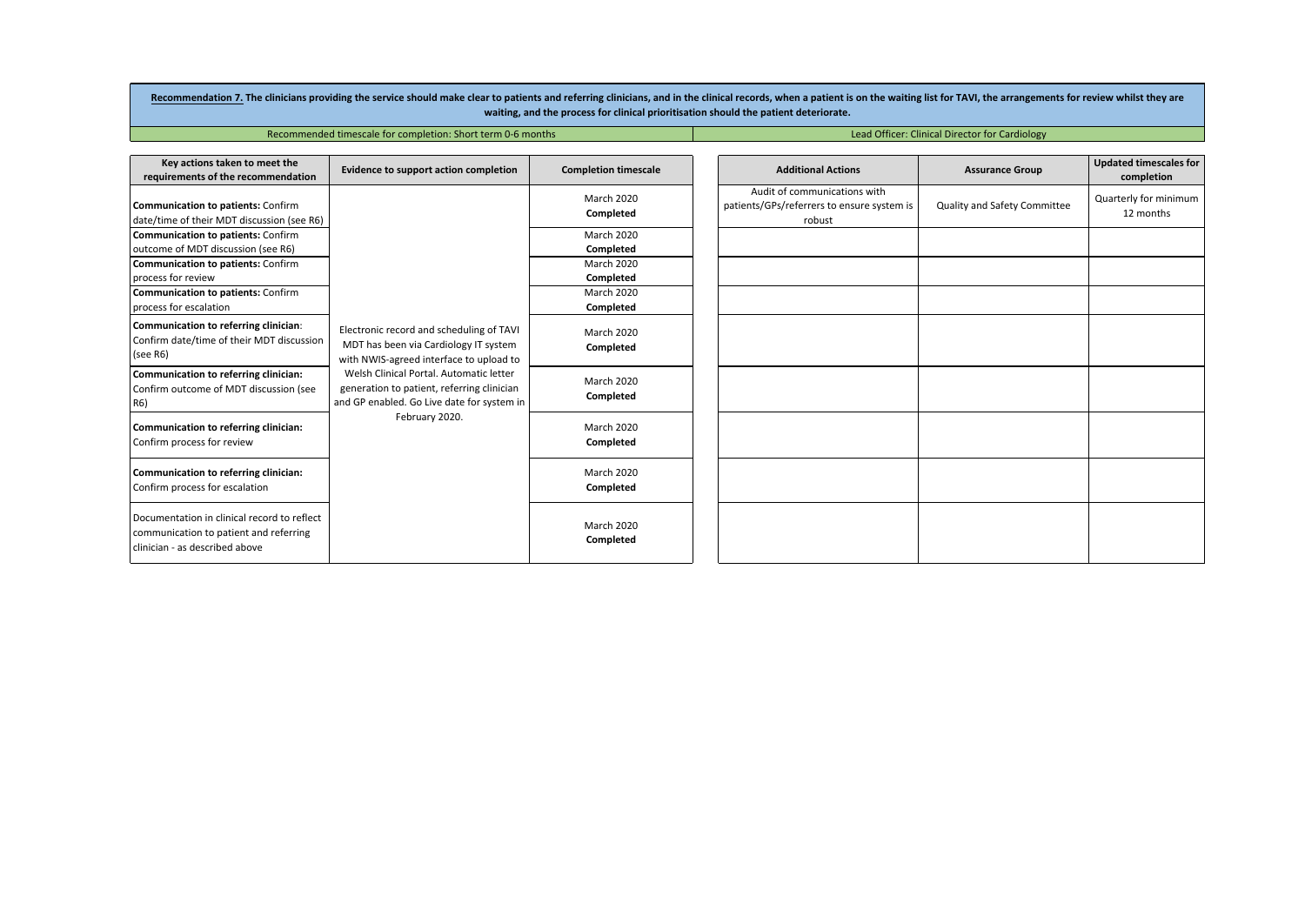**Recommendation 7. The clinicians providing the service should make clear to patients and referring clinicians, and in the clinical records, when a patient is on the waiting list for TAVI, the arrangements for review whilst they are waiting, and the process for clinical prioritisation should the patient deteriorate.**

Recommended timescale for completion: Short term 0-6 months

Lead Officer: Clinical Director for Cardiology

| Key actions taken to meet the requirements of the recommendation | Evidence to support action completion | Completion timescale | Additional Actions | Assurance Group | Updated timescales for completion |
|---|---|---|---|---|---|
| **Communication to patients:** Confirm date/time of their MDT discussion (see R6) | Electronic record and scheduling of TAVI MDT has been via Cardiology IT system with NWIS-agreed interface to upload to Welsh Clinical Portal. Automatic letter generation to patient, referring clinician and GP enabled. Go Live date for system in February 2020. | March 2020 **Completed** | Audit of communications with patients/GPs/referrers to ensure system is robust | Quality and Safety Committee | Quarterly for minimum 12 months |
| **Communication to patients:** Confirm outcome of MDT discussion (see R6) | | March 2020 **Completed** | | | |
| **Communication to patients:** Confirm process for review | | March 2020 **Completed** | | | |
| **Communication to patients:** Confirm process for escalation | | March 2020 **Completed** | | | |
| **Communication to referring clinician**: Confirm date/time of their MDT discussion (see R6) | | March 2020 **Completed** | | | |
| **Communication to referring clinician:** Confirm outcome of MDT discussion (see R6) | | March 2020 **Completed** | | | |
| **Communication to referring clinician:** Confirm process for review | | March 2020 **Completed** | | | |
| **Communication to referring clinician:** Confirm process for escalation | | March 2020 **Completed** | | | |
| Documentation in clinical record to reflect communication to patient and referring clinician - as described above | | March 2020 **Completed** | | | |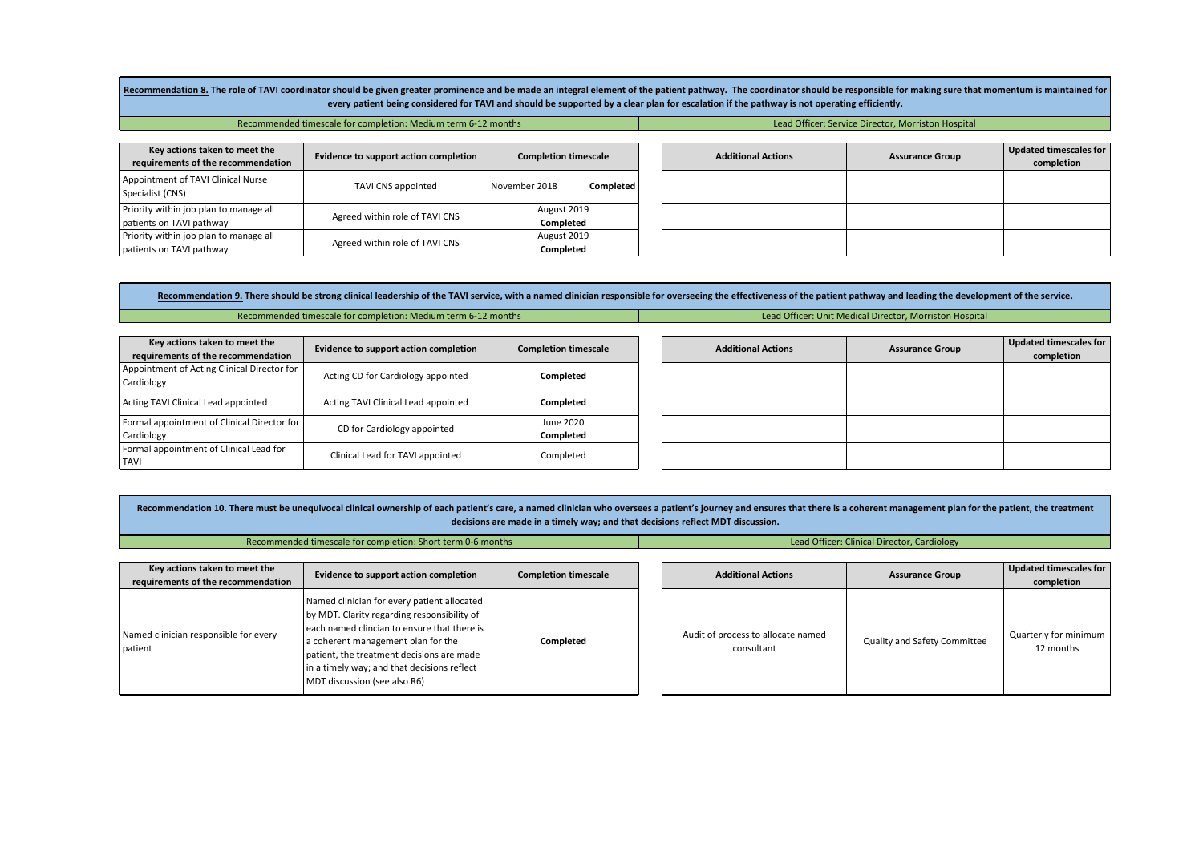**Recommendation 8.** **The role of TAVI coordinator should be given greater prominence and be made an integral element of the patient pathway. The coordinator should be responsible for making sure that momentum is maintained for every patient being considered for TAVI and should be supported by a clear plan for escalation if the pathway is not operating efficiently.**

Recommended timescale for completion: Medium term 6-12 months

Lead Officer: Service Director, Morriston Hospital

| Key actions taken to meet the requirements of the recommendation | Evidence to support action completion | Completion timescale | Additional Actions | Assurance Group | Updated timescales for completion |
|---|---|---|---|---|---|
| Appointment of TAVI Clinical Nurse Specialist (CNS) | TAVI CNS appointed | November 2018 **Completed** | | | |
| Priority within job plan to manage all patients on TAVI pathway | Agreed within role of TAVI CNS | August 2019 **Completed** | | | |
| Priority within job plan to manage all patients on TAVI pathway | Agreed within role of TAVI CNS | August 2019 **Completed** | | | |

**Recommendation 9.** **There should be strong clinical leadership of the TAVI service, with a named clinician responsible for overseeing the effectiveness of the patient pathway and leading the development of the service.**

Recommended timescale for completion: Medium term 6-12 months

Lead Officer: Unit Medical Director, Morriston Hospital

| Key actions taken to meet the requirements of the recommendation | Evidence to support action completion | Completion timescale | Additional Actions | Assurance Group | Updated timescales for completion |
|---|---|---|---|---|---|
| Appointment of Acting Clinical Director for Cardiology | Acting CD for Cardiology appointed | **Completed** | | | |
| Acting TAVI Clinical Lead appointed | Acting TAVI Clinical Lead appointed | **Completed** | | | |
| Formal appointment of Clinical Director for Cardiology | CD for Cardiology appointed | June 2020 **Completed** | | | |
| Formal appointment of Clinical Lead for TAVI | Clinical Lead for TAVI appointed | Completed | | | |

**Recommendation 10.** **There must be unequivocal clinical ownership of each patient's care, a named clinician who oversees a patient's journey and ensures that there is a coherent management plan for the patient, the treatment decisions are made in a timely way; and that decisions reflect MDT discussion.**

Recommended timescale for completion: Short term 0-6 months

Lead Officer: Clinical Director, Cardiology

| Key actions taken to meet the requirements of the recommendation | Evidence to support action completion | Completion timescale | Additional Actions | Assurance Group | Updated timescales for completion |
|---|---|---|---|---|---|
| Named clinician responsible for every patient | Named clinician for every patient allocated by MDT. Clarity regarding responsibility of each named clincian to ensure that there is a coherent management plan for the patient, the treatment decisions are made in a timely way; and that decisions reflect MDT discussion (see also R6) | **Completed** | Audit of process to allocate named consultant | Quality and Safety Committee | Quarterly for minimum 12 months |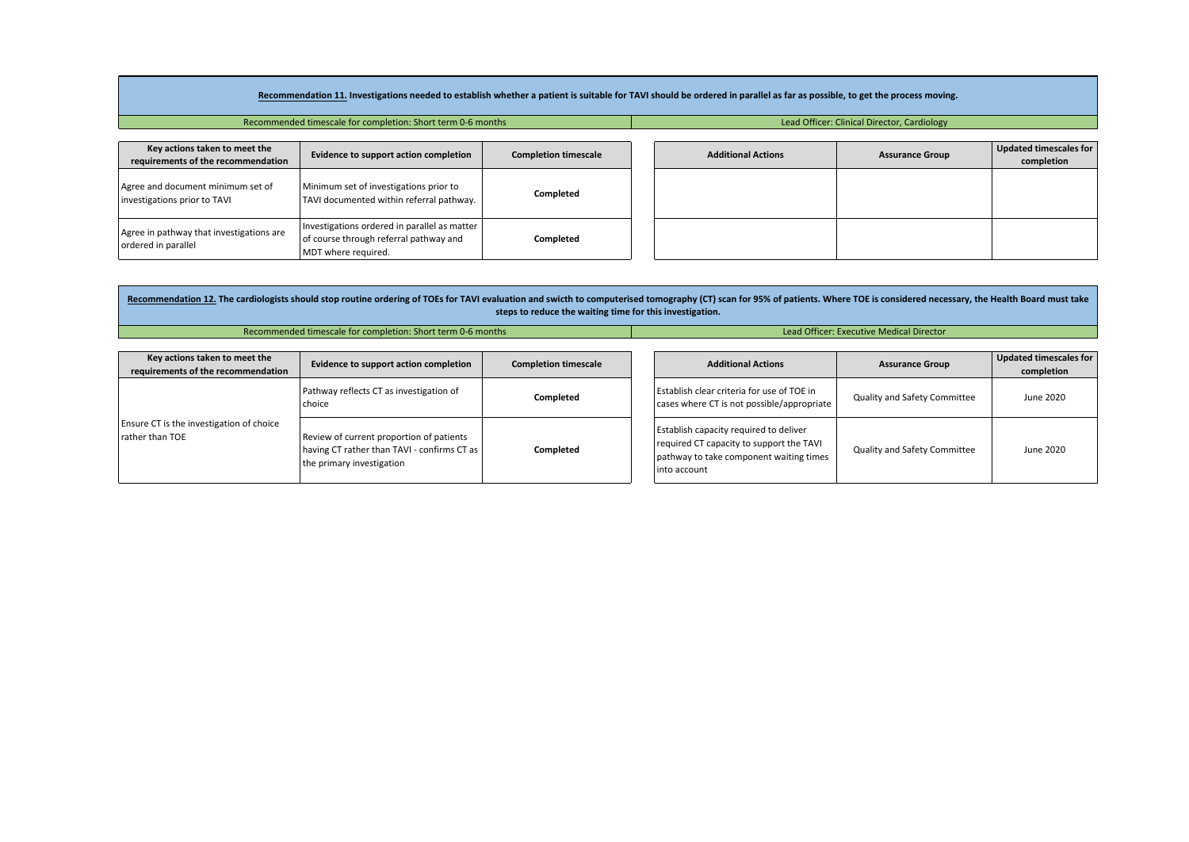**<u>Recommendation 11.</u> Investigations needed to establish whether a patient is suitable for TAVI should be ordered in parallel as far as possible, to get the process moving.**

Recommended timescale for completion: Short term 0-6 months

Lead Officer: Clinical Director, Cardiology

| Key actions taken to meet the requirements of the recommendation | Evidence to support action completion | Completion timescale | Additional Actions | Assurance Group | Updated timescales for completion |
|---|---|---|---|---|---|
| Agree and document minimum set of investigations prior to TAVI | Minimum set of investigations prior to TAVI documented within referral pathway. | **Completed** | | | |
| Agree in pathway that investigations are ordered in parallel | Investigations ordered in parallel as matter of course through referral pathway and MDT where required. | **Completed** | | | |

**<u>Recommendation 12.</u> The cardiologists should stop routine ordering of TOEs for TAVI evaluation and swicth to computerised tomography (CT) scan for 95% of patients. Where TOE is considered necessary, the Health Board must take steps to reduce the waiting time for this investigation.**

Recommended timescale for completion: Short term 0-6 months

Lead Officer: Executive Medical Director

| Key actions taken to meet the requirements of the recommendation | Evidence to support action completion | Completion timescale | Additional Actions | Assurance Group | Updated timescales for completion |
|---|---|---|---|---|---|
| Ensure CT is the investigation of choice rather than TOE | Pathway reflects CT as investigation of choice | **Completed** | Establish clear criteria for use of TOE in cases where CT is not possible/appropriate | Quality and Safety Committee | June 2020 |
| | Review of current proportion of patients having CT rather than TAVI - confirms CT as the primary investigation | **Completed** | Establish capacity required to deliver required CT capacity to support the TAVI pathway to take component waiting times into account | Quality and Safety Committee | June 2020 |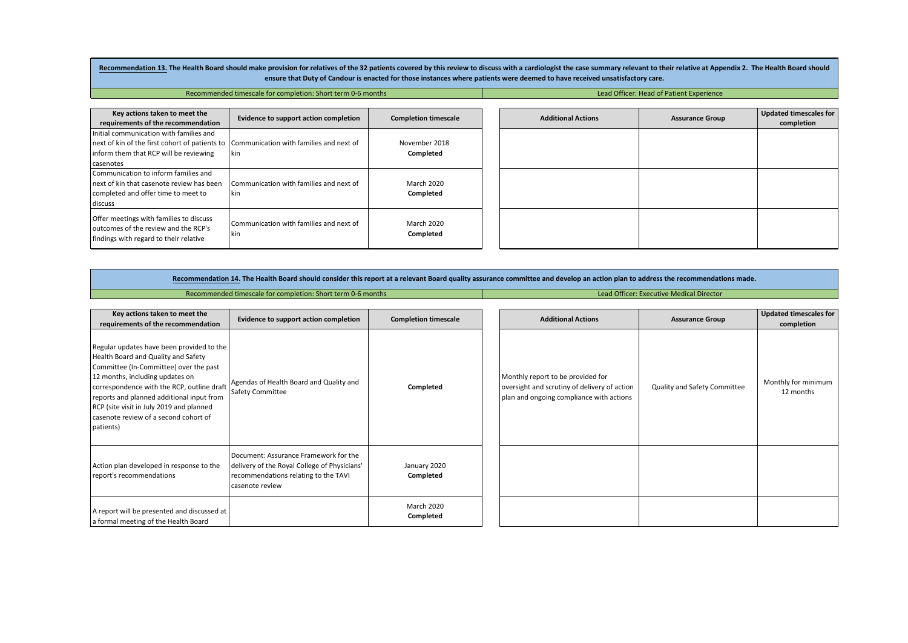**Recommendation 13. The Health Board should make provision for relatives of the 32 patients covered by this review to discuss with a cardiologist the case summary relevant to their relative at Appendix 2. The Health Board should ensure that Duty of Candour is enacted for those instances where patients were deemed to have received unsatisfactory care.**

Recommended timescale for completion: Short term 0-6 months | Lead Officer: Head of Patient Experience

| Key actions taken to meet the requirements of the recommendation | Evidence to support action completion | Completion timescale | Additional Actions | Assurance Group | Updated timescales for completion |
|---|---|---|---|---|---|
| Initial communication with families and next of kin of the first cohort of patients to inform them that RCP will be reviewing casenotes | Communication with families and next of kin | November 2018 **Completed** | | | |
| Communication to inform families and next of kin that casenote review has been completed and offer time to meet to discuss | Communication with families and next of kin | March 2020 **Completed** | | | |
| Offer meetings with families to discuss outcomes of the review and the RCP's findings with regard to their relative | Communication with families and next of kin | March 2020 **Completed** | | | |

**Recommendation 14. The Health Board should consider this report at a relevant Board quality assurance committee and develop an action plan to address the recommendations made.**

Recommended timescale for completion: Short term 0-6 months | Lead Officer: Executive Medical Director

| Key actions taken to meet the requirements of the recommendation | Evidence to support action completion | Completion timescale | Additional Actions | Assurance Group | Updated timescales for completion |
|---|---|---|---|---|---|
| Regular updates have been provided to the Health Board and Quality and Safety Committee (In-Committee) over the past 12 months, including updates on correspondence with the RCP, outline draft reports and planned additional input from RCP (site visit in July 2019 and planned casenote review of a second cohort of patients) | Agendas of Health Board and Quality and Safety Committee | **Completed** | Monthly report to be provided for oversight and scrutiny of delivery of action plan and ongoing compliance with actions | Quality and Safety Committee | Monthly for minimum 12 months |
| Action plan developed in response to the report's recommendations | Document: Assurance Framework for the delivery of the Royal College of Physicians' recommendations relating to the TAVI casenote review | January 2020 **Completed** | | | |
| A report will be presented and discussed at a formal meeting of the Health Board | | March 2020 **Completed** | | | |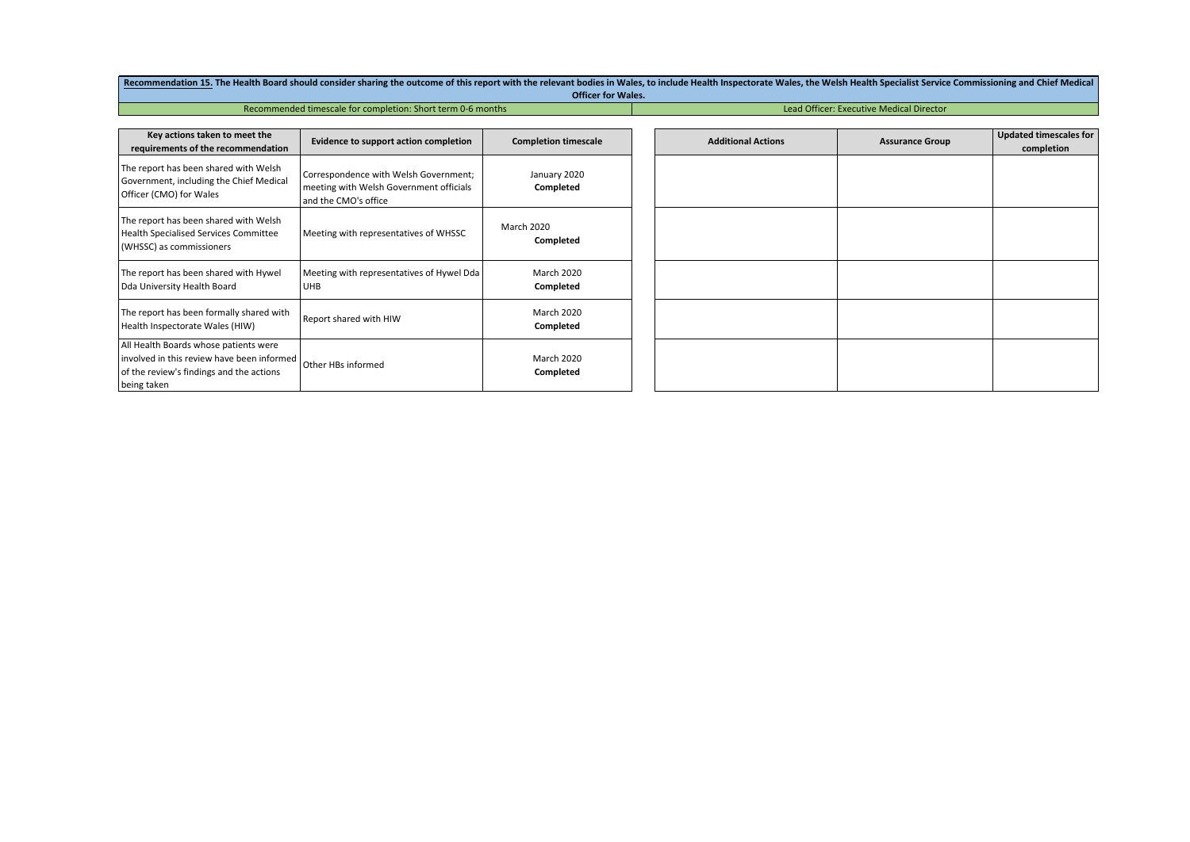**Recommendation 15. The Health Board should consider sharing the outcome of this report with the relevant bodies in Wales, to include Health Inspectorate Wales, the Welsh Health Specialist Service Commissioning and Chief Medical Officer for Wales.**

Recommended timescale for completion: Short term 0-6 months

Lead Officer: Executive Medical Director

| Key actions taken to meet the requirements of the recommendation | Evidence to support action completion | Completion timescale | Additional Actions | Assurance Group | Updated timescales for completion |
|---|---|---|---|---|---|
| The report has been shared with Welsh Government, including the Chief Medical Officer (CMO) for Wales | Correspondence with Welsh Government; meeting with Welsh Government officials and the CMO's office | January 2020 **Completed** | | | |
| The report has been shared with Welsh Health Specialised Services Committee (WHSSC) as commissioners | Meeting with representatives of WHSSC | March 2020 **Completed** | | | |
| The report has been shared with Hywel Dda University Health Board | Meeting with representatives of Hywel Dda UHB | March 2020 **Completed** | | | |
| The report has been formally shared with Health Inspectorate Wales (HIW) | Report shared with HIW | March 2020 **Completed** | | | |
| All Health Boards whose patients were involved in this review have been informed of the review's findings and the actions being taken | Other HBs informed | March 2020 **Completed** | | | |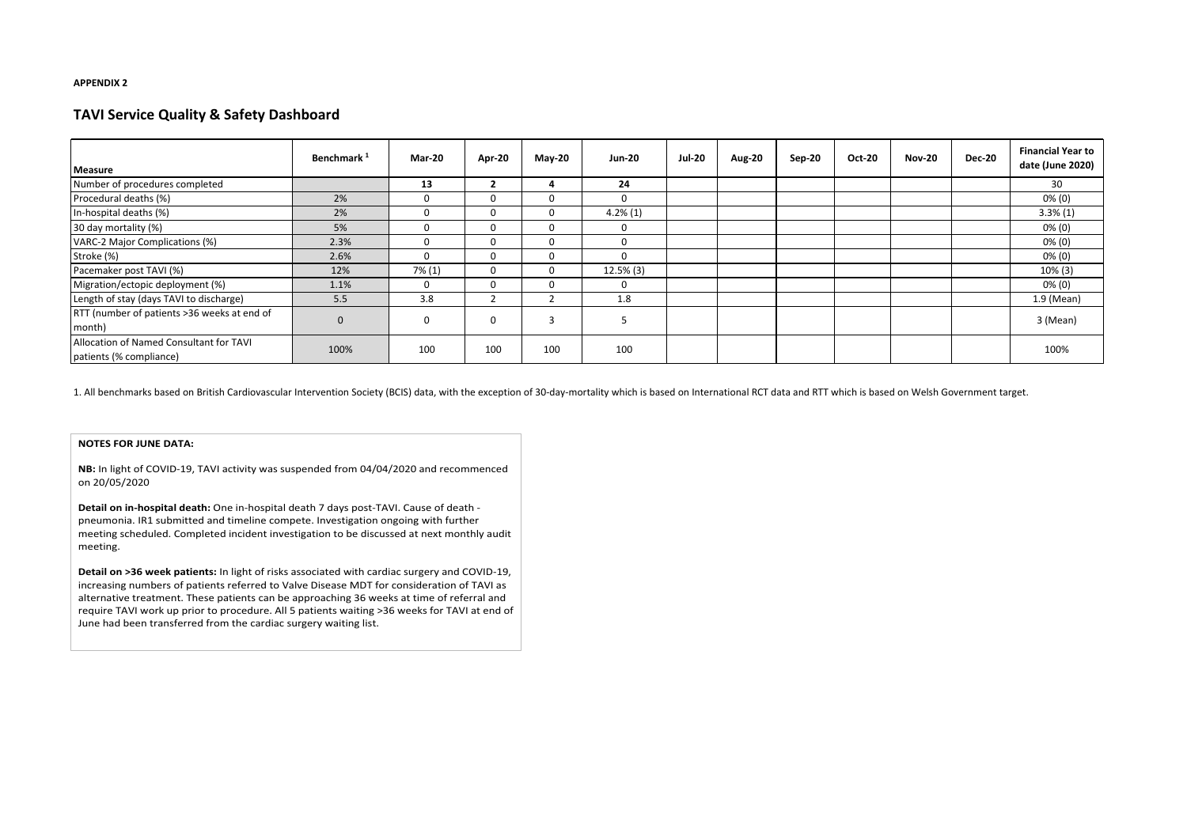**APPENDIX 2**

## TAVI Service Quality & Safety Dashboard

| Measure | Benchmark [1] | Mar-20 | Apr-20 | May-20 | Jun-20 | Jul-20 | Aug-20 | Sep-20 | Oct-20 | Nov-20 | Dec-20 | Financial Year to date (June 2020) |
|---|---|---|---|---|---|---|---|---|---|---|---|---|
| Number of procedures completed | | **13** | **2** | **4** | **24** | | | | | | | 30 |
| Procedural deaths (%) | 2% | 0 | 0 | 0 | 0 | | | | | | | 0% (0) |
| In-hospital deaths (%) | 2% | 0 | 0 | 0 | 4.2% (1) | | | | | | | 3.3% (1) |
| 30 day mortality (%) | 5% | 0 | 0 | 0 | 0 | | | | | | | 0% (0) |
| VARC-2 Major Complications (%) | 2.3% | 0 | 0 | 0 | 0 | | | | | | | 0% (0) |
| Stroke (%) | 2.6% | 0 | 0 | 0 | 0 | | | | | | | 0% (0) |
| Pacemaker post TAVI (%) | 12% | 7% (1) | 0 | 0 | 12.5% (3) | | | | | | | 10% (3) |
| Migration/ectopic deployment (%) | 1.1% | 0 | 0 | 0 | 0 | | | | | | | 0% (0) |
| Length of stay (days TAVI to discharge) | 5.5 | 3.8 | 2 | 2 | 1.8 | | | | | | | 1.9 (Mean) |
| RTT (number of patients >36 weeks at end of month) | 0 | 0 | 0 | 3 | 5 | | | | | | | 3 (Mean) |
| Allocation of Named Consultant for TAVI patients (% compliance) | 100% | 100 | 100 | 100 | 100 | | | | | | | 100% |

1. All benchmarks based on British Cardiovascular Intervention Society (BCIS) data, with the exception of 30-day-mortality which is based on International RCT data and RTT which is based on Welsh Government target.

**NOTES FOR JUNE DATA:**

**NB:** In light of COVID-19, TAVI activity was suspended from 04/04/2020 and recommenced on 20/05/2020

**Detail on in-hospital death:** One in-hospital death 7 days post-TAVI. Cause of death - pneumonia. IR1 submitted and timeline compete. Investigation ongoing with further meeting scheduled. Completed incident investigation to be discussed at next monthly audit meeting.

**Detail on >36 week patients:** In light of risks associated with cardiac surgery and COVID-19, increasing numbers of patients referred to Valve Disease MDT for consideration of TAVI as alternative treatment. These patients can be approaching 36 weeks at time of referral and require TAVI work up prior to procedure. All 5 patients waiting >36 weeks for TAVI at end of June had been transferred from the cardiac surgery waiting list.